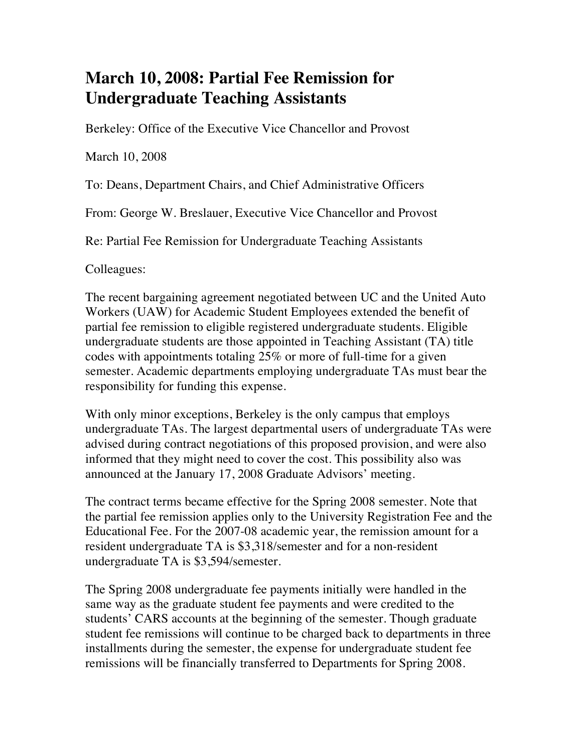# March 10, 2008: Partial Fee Remission for Undergraduate Teaching Assistants

Berkeley: Office of the Executive Vice Chancellor and Provost

March 10, 2008

To: Deans, Department Chairs, and Chief Administrative Officers

From: George W. Breslauer, Executive Vice Chancellor and Provost

Re: Partial Fee Remission for Undergraduate Teaching Assistants

Colleagues:

The recent bargaining agreement negotiated between UC and the United Auto Workers (UAW) for Academic Student Employees extended the benefit of partial fee remission to eligible registered undergraduate students. Eligible undergraduate students are those appointed in Teaching Assistant (TA) title codes with appointments totaling 25% or more of full-time for a given semester. Academic departments employing undergraduate TAs must bear the responsibility for funding this expense.

With only minor exceptions, Berkeley is the only campus that employs undergraduate TAs. The largest departmental users of undergraduate TAs were advised during contract negotiations of this proposed provision, and were also informed that they might need to cover the cost. This possibility also was announced at the January 17, 2008 Graduate Advisors' meeting.

The contract terms became effective for the Spring 2008 semester. Note that the partial fee remission applies only to the University Registration Fee and the Educational Fee. For the 2007-08 academic year, the remission amount for a resident undergraduate TA is $3,318/semester and for a non-resident undergraduate TA is $3,594/semester.

The Spring 2008 undergraduate fee payments initially were handled in the same way as the graduate student fee payments and were credited to the students' CARS accounts at the beginning of the semester. Though graduate student fee remissions will continue to be charged back to departments in three installments during the semester, the expense for undergraduate student fee remissions will be financially transferred to Departments for Spring 2008.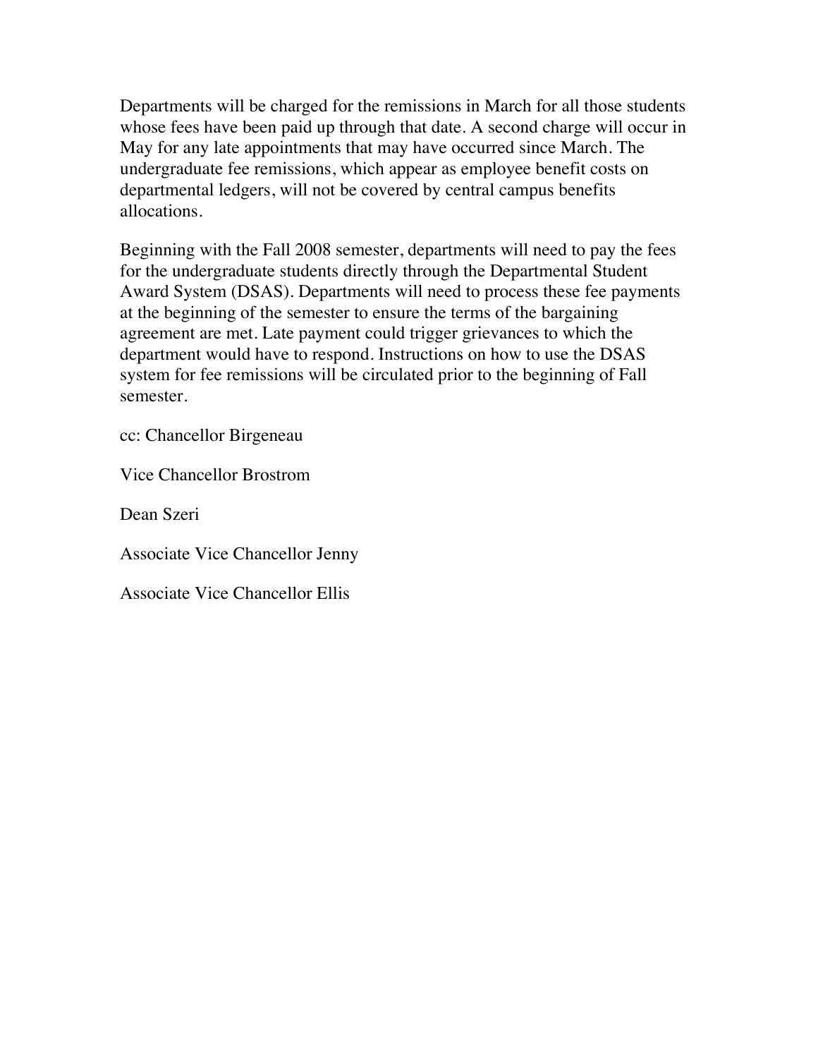Departments will be charged for the remissions in March for all those students whose fees have been paid up through that date. A second charge will occur in May for any late appointments that may have occurred since March. The undergraduate fee remissions, which appear as employee benefit costs on departmental ledgers, will not be covered by central campus benefits allocations.

Beginning with the Fall 2008 semester, departments will need to pay the fees for the undergraduate students directly through the Departmental Student Award System (DSAS). Departments will need to process these fee payments at the beginning of the semester to ensure the terms of the bargaining agreement are met. Late payment could trigger grievances to which the department would have to respond. Instructions on how to use the DSAS system for fee remissions will be circulated prior to the beginning of Fall semester.

cc: Chancellor Birgeneau

Vice Chancellor Brostrom

Dean Szeri

Associate Vice Chancellor Jenny

Associate Vice Chancellor Ellis